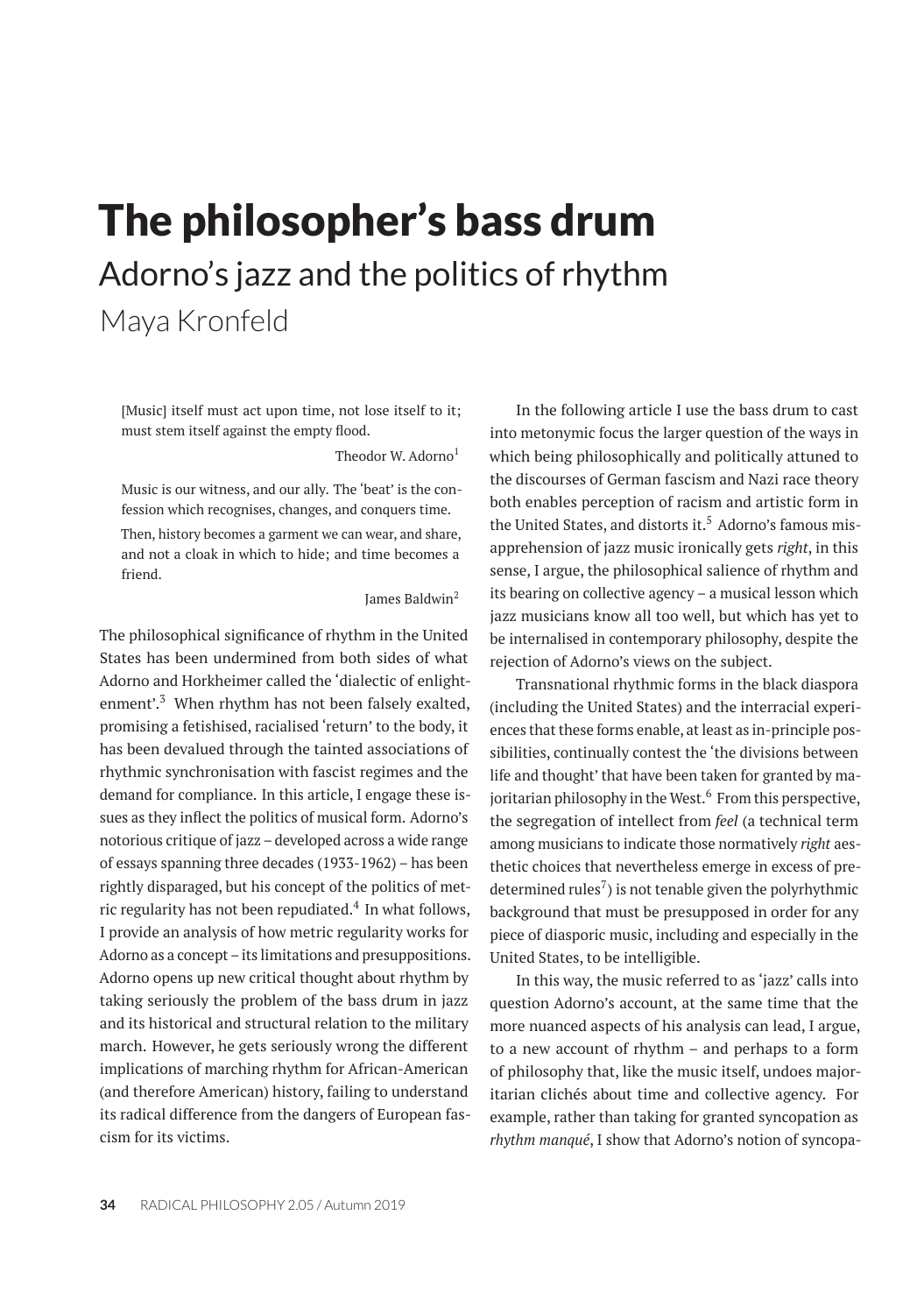# The philosopher's bass drum

## Adorno's jazz and the politics of rhythm

Maya Kronfeld

> [Music] itself must act upon time, not lose itself to it; must stem itself against the empty flood.
>
> Theodor W. Adorno[1]

> Music is our witness, and our ally. The 'beat' is the confession which recognises, changes, and conquers time.
>
> Then, history becomes a garment we can wear, and share, and not a cloak in which to hide; and time becomes a friend.
>
> James Baldwin[2]

The philosophical significance of rhythm in the United States has been undermined from both sides of what Adorno and Horkheimer called the 'dialectic of enlightenment'.[3] When rhythm has not been falsely exalted, promising a fetishised, racialised 'return' to the body, it has been devalued through the tainted associations of rhythmic synchronisation with fascist regimes and the demand for compliance. In this article, I engage these issues as they inflect the politics of musical form. Adorno's notorious critique of jazz – developed across a wide range of essays spanning three decades (1933-1962) – has been rightly disparaged, but his concept of the politics of metric regularity has not been repudiated.[4] In what follows, I provide an analysis of how metric regularity works for Adorno as a concept – its limitations and presuppositions. Adorno opens up new critical thought about rhythm by taking seriously the problem of the bass drum in jazz and its historical and structural relation to the military march. However, he gets seriously wrong the different implications of marching rhythm for African-American (and therefore American) history, failing to understand its radical difference from the dangers of European fascism for its victims.

In the following article I use the bass drum to cast into metonymic focus the larger question of the ways in which being philosophically and politically attuned to the discourses of German fascism and Nazi race theory both enables perception of racism and artistic form in the United States, and distorts it.[5] Adorno's famous misapprehension of jazz music ironically gets *right*, in this sense, I argue, the philosophical salience of rhythm and its bearing on collective agency – a musical lesson which jazz musicians know all too well, but which has yet to be internalised in contemporary philosophy, despite the rejection of Adorno's views on the subject.

Transnational rhythmic forms in the black diaspora (including the United States) and the interracial experiences that these forms enable, at least as in-principle possibilities, continually contest the 'the divisions between life and thought' that have been taken for granted by majoritarian philosophy in the West.[6] From this perspective, the segregation of intellect from *feel* (a technical term among musicians to indicate those normatively *right* aesthetic choices that nevertheless emerge in excess of predetermined rules[7]) is not tenable given the polyrhythmic background that must be presupposed in order for any piece of diasporic music, including and especially in the United States, to be intelligible.

In this way, the music referred to as 'jazz' calls into question Adorno's account, at the same time that the more nuanced aspects of his analysis can lead, I argue, to a new account of rhythm – and perhaps to a form of philosophy that, like the music itself, undoes majoritarian clichés about time and collective agency. For example, rather than taking for granted syncopation as *rhythm manqué*, I show that Adorno's notion of syncopa-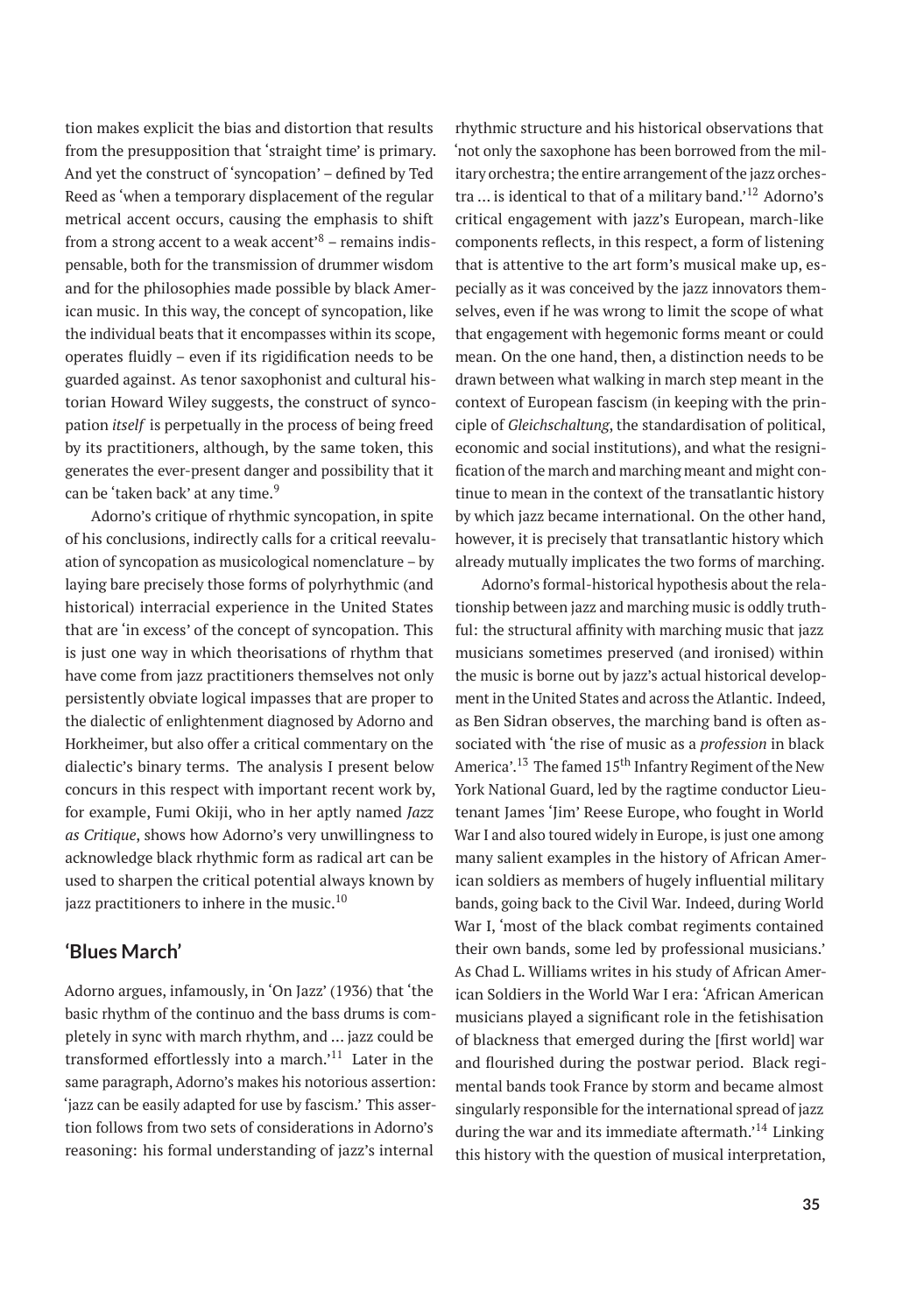tion makes explicit the bias and distortion that results from the presupposition that 'straight time' is primary. And yet the construct of 'syncopation' – defined by Ted Reed as 'when a temporary displacement of the regular metrical accent occurs, causing the emphasis to shift from a strong accent to a weak accent'[8] – remains indispensable, both for the transmission of drummer wisdom and for the philosophies made possible by black American music. In this way, the concept of syncopation, like the individual beats that it encompasses within its scope, operates fluidly – even if its rigidification needs to be guarded against. As tenor saxophonist and cultural historian Howard Wiley suggests, the construct of syncopation *itself* is perpetually in the process of being freed by its practitioners, although, by the same token, this generates the ever-present danger and possibility that it can be 'taken back' at any time.[9]

Adorno's critique of rhythmic syncopation, in spite of his conclusions, indirectly calls for a critical reevaluation of syncopation as musicological nomenclature – by laying bare precisely those forms of polyrhythmic (and historical) interracial experience in the United States that are 'in excess' of the concept of syncopation. This is just one way in which theorisations of rhythm that have come from jazz practitioners themselves not only persistently obviate logical impasses that are proper to the dialectic of enlightenment diagnosed by Adorno and Horkheimer, but also offer a critical commentary on the dialectic's binary terms. The analysis I present below concurs in this respect with important recent work by, for example, Fumi Okiji, who in her aptly named *Jazz as Critique*, shows how Adorno's very unwillingness to acknowledge black rhythmic form as radical art can be used to sharpen the critical potential always known by jazz practitioners to inhere in the music.[10]

## 'Blues March'

Adorno argues, infamously, in 'On Jazz' (1936) that 'the basic rhythm of the continuo and the bass drums is completely in sync with march rhythm, and … jazz could be transformed effortlessly into a march.'[11] Later in the same paragraph, Adorno's makes his notorious assertion: 'jazz can be easily adapted for use by fascism.' This assertion follows from two sets of considerations in Adorno's reasoning: his formal understanding of jazz's internal rhythmic structure and his historical observations that 'not only the saxophone has been borrowed from the military orchestra; the entire arrangement of the jazz orchestra … is identical to that of a military band.'[12] Adorno's critical engagement with jazz's European, march-like components reflects, in this respect, a form of listening that is attentive to the art form's musical make up, especially as it was conceived by the jazz innovators themselves, even if he was wrong to limit the scope of what that engagement with hegemonic forms meant or could mean. On the one hand, then, a distinction needs to be drawn between what walking in march step meant in the context of European fascism (in keeping with the principle of *Gleichschaltung*, the standardisation of political, economic and social institutions), and what the resignification of the march and marching meant and might continue to mean in the context of the transatlantic history by which jazz became international. On the other hand, however, it is precisely that transatlantic history which already mutually implicates the two forms of marching.

Adorno's formal-historical hypothesis about the relationship between jazz and marching music is oddly truthful: the structural affinity with marching music that jazz musicians sometimes preserved (and ironised) within the music is borne out by jazz's actual historical development in the United States and across the Atlantic. Indeed, as Ben Sidran observes, the marching band is often associated with 'the rise of music as a *profession* in black America'.[13] The famed 15th Infantry Regiment of the New York National Guard, led by the ragtime conductor Lieutenant James 'Jim' Reese Europe, who fought in World War I and also toured widely in Europe, is just one among many salient examples in the history of African American soldiers as members of hugely influential military bands, going back to the Civil War. Indeed, during World War I, 'most of the black combat regiments contained their own bands, some led by professional musicians.' As Chad L. Williams writes in his study of African American Soldiers in the World War I era: 'African American musicians played a significant role in the fetishisation of blackness that emerged during the [first world] war and flourished during the postwar period. Black regimental bands took France by storm and became almost singularly responsible for the international spread of jazz during the war and its immediate aftermath.'[14] Linking this history with the question of musical interpretation,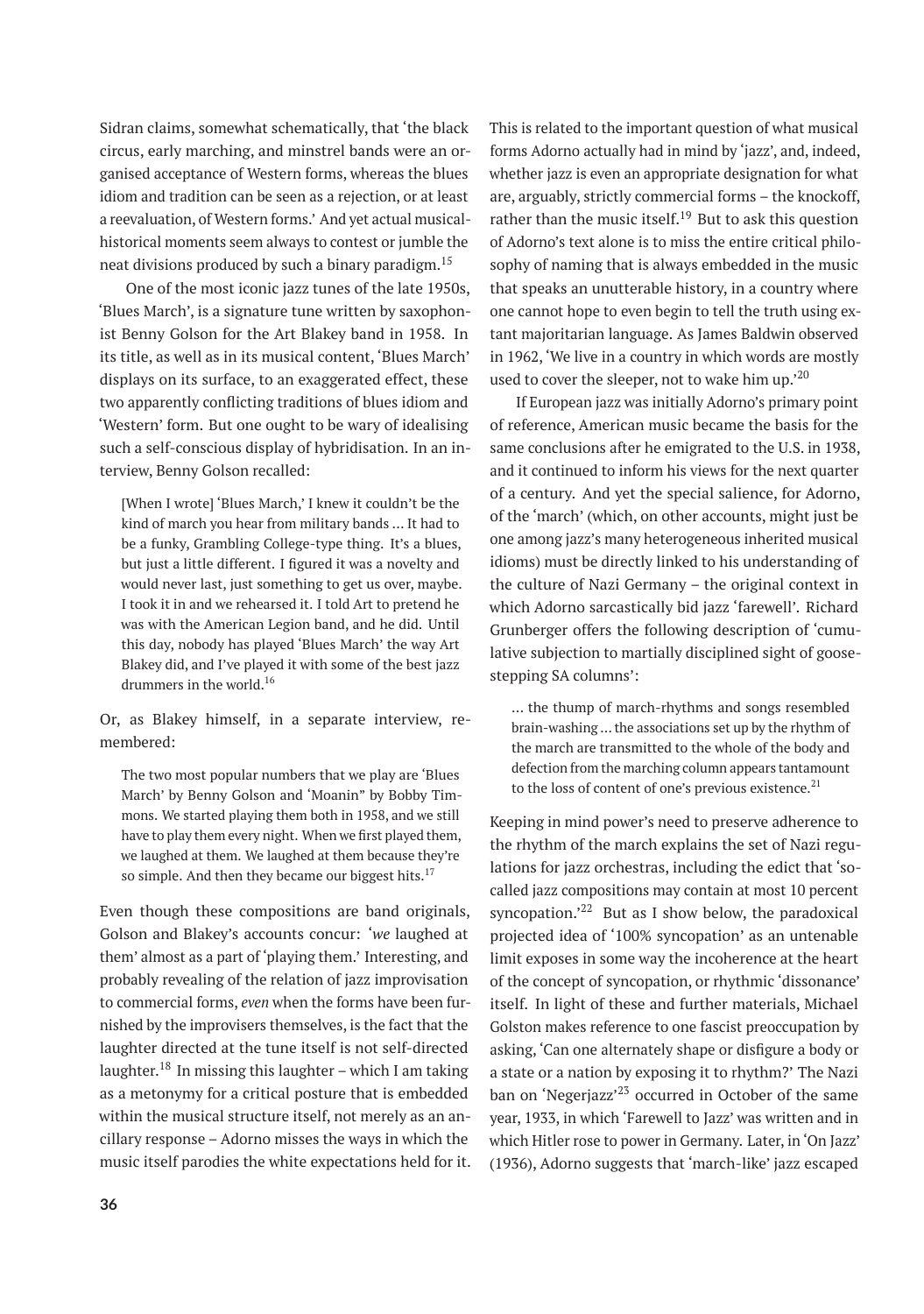Sidran claims, somewhat schematically, that 'the black circus, early marching, and minstrel bands were an organised acceptance of Western forms, whereas the blues idiom and tradition can be seen as a rejection, or at least a reevaluation, of Western forms.' And yet actual musical-historical moments seem always to contest or jumble the neat divisions produced by such a binary paradigm.[15]

One of the most iconic jazz tunes of the late 1950s, 'Blues March', is a signature tune written by saxophonist Benny Golson for the Art Blakey band in 1958. In its title, as well as in its musical content, 'Blues March' displays on its surface, to an exaggerated effect, these two apparently conflicting traditions of blues idiom and 'Western' form. But one ought to be wary of idealising such a self-conscious display of hybridisation. In an interview, Benny Golson recalled:

> [When I wrote] 'Blues March,' I knew it couldn't be the kind of march you hear from military bands ... It had to be a funky, Grambling College-type thing. It's a blues, but just a little different. I figured it was a novelty and would never last, just something to get us over, maybe. I took it in and we rehearsed it. I told Art to pretend he was with the American Legion band, and he did. Until this day, nobody has played 'Blues March' the way Art Blakey did, and I've played it with some of the best jazz drummers in the world.[16]

Or, as Blakey himself, in a separate interview, remembered:

> The two most popular numbers that we play are 'Blues March' by Benny Golson and 'Moanin" by Bobby Timmons. We started playing them both in 1958, and we still have to play them every night. When we first played them, we laughed at them. We laughed at them because they're so simple. And then they became our biggest hits.[17]

Even though these compositions are band originals, Golson and Blakey's accounts concur: '*we* laughed at them' almost as a part of 'playing them.' Interesting, and probably revealing of the relation of jazz improvisation to commercial forms, *even* when the forms have been furnished by the improvisers themselves, is the fact that the laughter directed at the tune itself is not self-directed laughter.[18] In missing this laughter – which I am taking as a metonymy for a critical posture that is embedded within the musical structure itself, not merely as an ancillary response – Adorno misses the ways in which the music itself parodies the white expectations held for it. This is related to the important question of what musical forms Adorno actually had in mind by 'jazz', and, indeed, whether jazz is even an appropriate designation for what are, arguably, strictly commercial forms – the knockoff, rather than the music itself.[19] But to ask this question of Adorno's text alone is to miss the entire critical philosophy of naming that is always embedded in the music that speaks an unutterable history, in a country where one cannot hope to even begin to tell the truth using extant majoritarian language. As James Baldwin observed in 1962, 'We live in a country in which words are mostly used to cover the sleeper, not to wake him up.'[20]

If European jazz was initially Adorno's primary point of reference, American music became the basis for the same conclusions after he emigrated to the U.S. in 1938, and it continued to inform his views for the next quarter of a century. And yet the special salience, for Adorno, of the 'march' (which, on other accounts, might just be one among jazz's many heterogeneous inherited musical idioms) must be directly linked to his understanding of the culture of Nazi Germany – the original context in which Adorno sarcastically bid jazz 'farewell'. Richard Grunberger offers the following description of 'cumulative subjection to martially disciplined sight of goose-stepping SA columns':

> ... the thump of march-rhythms and songs resembled brain-washing ... the associations set up by the rhythm of the march are transmitted to the whole of the body and defection from the marching column appears tantamount to the loss of content of one's previous existence.[21]

Keeping in mind power's need to preserve adherence to the rhythm of the march explains the set of Nazi regulations for jazz orchestras, including the edict that 'so-called jazz compositions may contain at most 10 percent syncopation.'[22] But as I show below, the paradoxical projected idea of '100% syncopation' as an untenable limit exposes in some way the incoherence at the heart of the concept of syncopation, or rhythmic 'dissonance' itself. In light of these and further materials, Michael Golston makes reference to one fascist preoccupation by asking, 'Can one alternately shape or disfigure a body or a state or a nation by exposing it to rhythm?' The Nazi ban on 'Negerjazz'[23] occurred in October of the same year, 1933, in which 'Farewell to Jazz' was written and in which Hitler rose to power in Germany. Later, in 'On Jazz' (1936), Adorno suggests that 'march-like' jazz escaped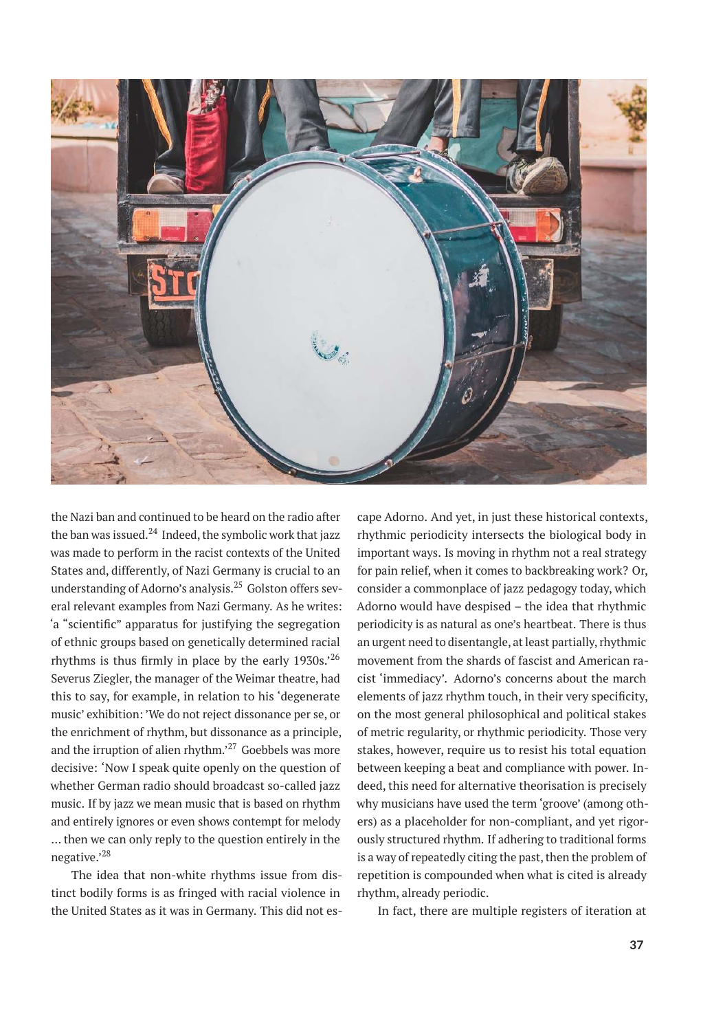the Nazi ban and continued to be heard on the radio after the ban was issued.[24] Indeed, the symbolic work that jazz was made to perform in the racist contexts of the United States and, differently, of Nazi Germany is crucial to an understanding of Adorno's analysis.[25] Golston offers several relevant examples from Nazi Germany. As he writes: 'a "scientific" apparatus for justifying the segregation of ethnic groups based on genetically determined racial rhythms is thus firmly in place by the early 1930s.'[26] Severus Ziegler, the manager of the Weimar theatre, had this to say, for example, in relation to his 'degenerate music' exhibition: 'We do not reject dissonance per se, or the enrichment of rhythm, but dissonance as a principle, and the irruption of alien rhythm.'[27] Goebbels was more decisive: 'Now I speak quite openly on the question of whether German radio should broadcast so-called jazz music. If by jazz we mean music that is based on rhythm and entirely ignores or even shows contempt for melody ... then we can only reply to the question entirely in the negative.'[28]

The idea that non-white rhythms issue from distinct bodily forms is as fringed with racial violence in the United States as it was in Germany. This did not escape Adorno. And yet, in just these historical contexts, rhythmic periodicity intersects the biological body in important ways. Is moving in rhythm not a real strategy for pain relief, when it comes to backbreaking work? Or, consider a commonplace of jazz pedagogy today, which Adorno would have despised – the idea that rhythmic periodicity is as natural as one's heartbeat. There is thus an urgent need to disentangle, at least partially, rhythmic movement from the shards of fascist and American racist 'immediacy'. Adorno's concerns about the march elements of jazz rhythm touch, in their very specificity, on the most general philosophical and political stakes of metric regularity, or rhythmic periodicity. Those very stakes, however, require us to resist his total equation between keeping a beat and compliance with power. Indeed, this need for alternative theorisation is precisely why musicians have used the term 'groove' (among others) as a placeholder for non-compliant, and yet rigorously structured rhythm. If adhering to traditional forms is a way of repeatedly citing the past, then the problem of repetition is compounded when what is cited is already rhythm, already periodic.

In fact, there are multiple registers of iteration at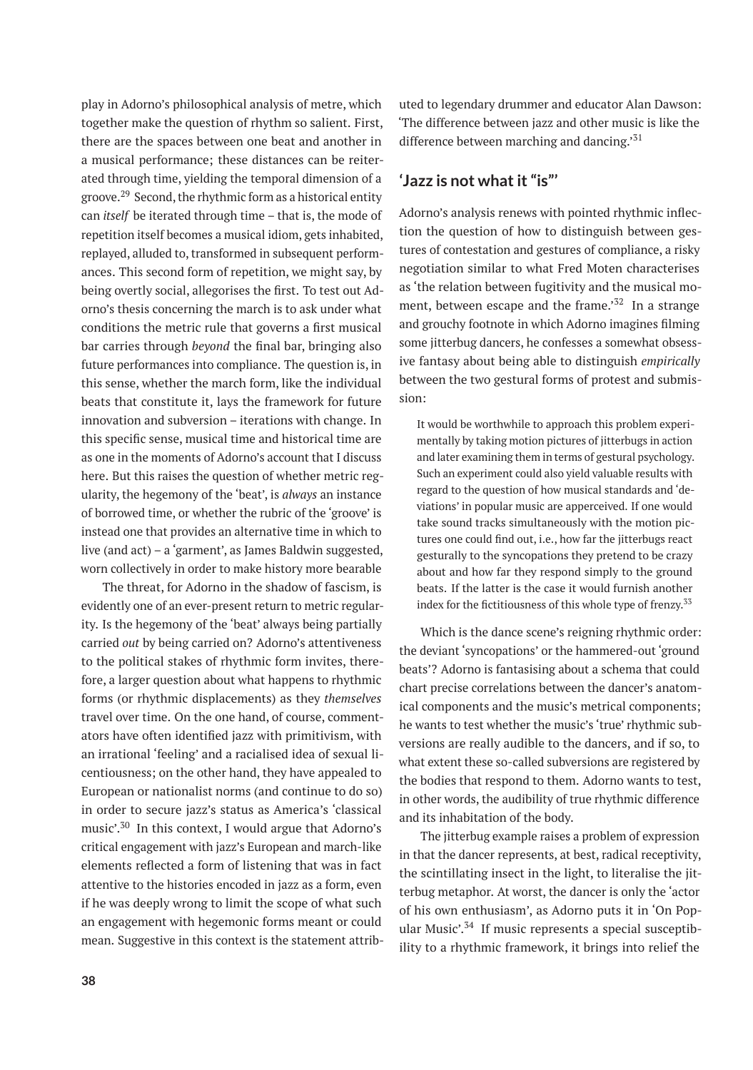play in Adorno's philosophical analysis of metre, which together make the question of rhythm so salient. First, there are the spaces between one beat and another in a musical performance; these distances can be reiterated through time, yielding the temporal dimension of a groove.[29] Second, the rhythmic form as a historical entity can *itself* be iterated through time – that is, the mode of repetition itself becomes a musical idiom, gets inhabited, replayed, alluded to, transformed in subsequent performances. This second form of repetition, we might say, by being overtly social, allegorises the first. To test out Adorno's thesis concerning the march is to ask under what conditions the metric rule that governs a first musical bar carries through *beyond* the final bar, bringing also future performances into compliance. The question is, in this sense, whether the march form, like the individual beats that constitute it, lays the framework for future innovation and subversion – iterations with change. In this specific sense, musical time and historical time are as one in the moments of Adorno's account that I discuss here. But this raises the question of whether metric regularity, the hegemony of the 'beat', is *always* an instance of borrowed time, or whether the rubric of the 'groove' is instead one that provides an alternative time in which to live (and act) – a 'garment', as James Baldwin suggested, worn collectively in order to make history more bearable

The threat, for Adorno in the shadow of fascism, is evidently one of an ever-present return to metric regularity. Is the hegemony of the 'beat' always being partially carried *out* by being carried on? Adorno's attentiveness to the political stakes of rhythmic form invites, therefore, a larger question about what happens to rhythmic forms (or rhythmic displacements) as they *themselves* travel over time. On the one hand, of course, commentators have often identified jazz with primitivism, with an irrational 'feeling' and a racialised idea of sexual licentiousness; on the other hand, they have appealed to European or nationalist norms (and continue to do so) in order to secure jazz's status as America's 'classical music'.[30] In this context, I would argue that Adorno's critical engagement with jazz's European and march-like elements reflected a form of listening that was in fact attentive to the histories encoded in jazz as a form, even if he was deeply wrong to limit the scope of what such an engagement with hegemonic forms meant or could mean. Suggestive in this context is the statement attributed to legendary drummer and educator Alan Dawson: 'The difference between jazz and other music is like the difference between marching and dancing.'[31]

## 'Jazz is not what it "is"'

Adorno's analysis renews with pointed rhythmic inflection the question of how to distinguish between gestures of contestation and gestures of compliance, a risky negotiation similar to what Fred Moten characterises as 'the relation between fugitivity and the musical moment, between escape and the frame.'[32] In a strange and grouchy footnote in which Adorno imagines filming some jitterbug dancers, he confesses a somewhat obsessive fantasy about being able to distinguish *empirically* between the two gestural forms of protest and submission:

> It would be worthwhile to approach this problem experimentally by taking motion pictures of jitterbugs in action and later examining them in terms of gestural psychology. Such an experiment could also yield valuable results with regard to the question of how musical standards and 'deviations' in popular music are apperceived. If one would take sound tracks simultaneously with the motion pictures one could find out, i.e., how far the jitterbugs react gesturally to the syncopations they pretend to be crazy about and how far they respond simply to the ground beats. If the latter is the case it would furnish another index for the fictitiousness of this whole type of frenzy.[33]

Which is the dance scene's reigning rhythmic order: the deviant 'syncopations' or the hammered-out 'ground beats'? Adorno is fantasising about a schema that could chart precise correlations between the dancer's anatomical components and the music's metrical components; he wants to test whether the music's 'true' rhythmic subversions are really audible to the dancers, and if so, to what extent these so-called subversions are registered by the bodies that respond to them. Adorno wants to test, in other words, the audibility of true rhythmic difference and its inhabitation of the body.

The jitterbug example raises a problem of expression in that the dancer represents, at best, radical receptivity, the scintillating insect in the light, to literalise the jitterbug metaphor. At worst, the dancer is only the 'actor of his own enthusiasm', as Adorno puts it in 'On Popular Music'.[34] If music represents a special susceptibility to a rhythmic framework, it brings into relief the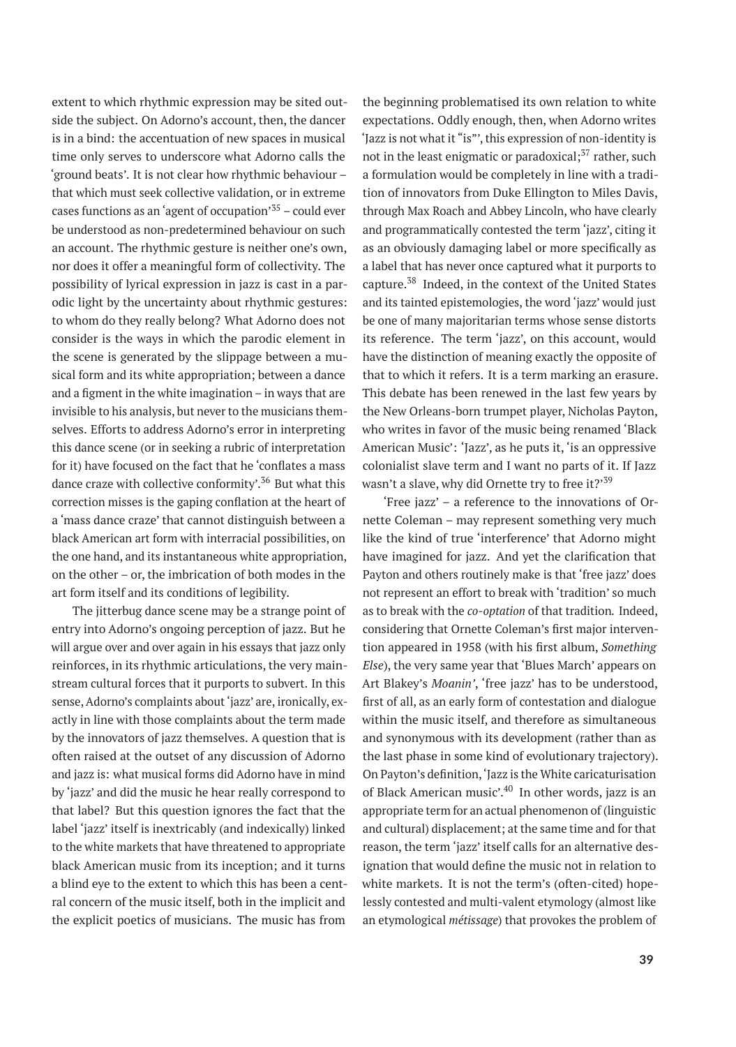extent to which rhythmic expression may be sited outside the subject. On Adorno's account, then, the dancer is in a bind: the accentuation of new spaces in musical time only serves to underscore what Adorno calls the 'ground beats'. It is not clear how rhythmic behaviour – that which must seek collective validation, or in extreme cases functions as an 'agent of occupation'[35] – could ever be understood as non-predetermined behaviour on such an account. The rhythmic gesture is neither one's own, nor does it offer a meaningful form of collectivity. The possibility of lyrical expression in jazz is cast in a parodic light by the uncertainty about rhythmic gestures: to whom do they really belong? What Adorno does not consider is the ways in which the parodic element in the scene is generated by the slippage between a musical form and its white appropriation; between a dance and a figment in the white imagination – in ways that are invisible to his analysis, but never to the musicians themselves. Efforts to address Adorno's error in interpreting this dance scene (or in seeking a rubric of interpretation for it) have focused on the fact that he 'conflates a mass dance craze with collective conformity'.[36] But what this correction misses is the gaping conflation at the heart of a 'mass dance craze' that cannot distinguish between a black American art form with interracial possibilities, on the one hand, and its instantaneous white appropriation, on the other – or, the imbrication of both modes in the art form itself and its conditions of legibility.

The jitterbug dance scene may be a strange point of entry into Adorno's ongoing perception of jazz. But he will argue over and over again in his essays that jazz only reinforces, in its rhythmic articulations, the very mainstream cultural forces that it purports to subvert. In this sense, Adorno's complaints about 'jazz' are, ironically, exactly in line with those complaints about the term made by the innovators of jazz themselves. A question that is often raised at the outset of any discussion of Adorno and jazz is: what musical forms did Adorno have in mind by 'jazz' and did the music he hear really correspond to that label? But this question ignores the fact that the label 'jazz' itself is inextricably (and indexically) linked to the white markets that have threatened to appropriate black American music from its inception; and it turns a blind eye to the extent to which this has been a central concern of the music itself, both in the implicit and the explicit poetics of musicians. The music has from the beginning problematised its own relation to white expectations. Oddly enough, then, when Adorno writes 'Jazz is not what it "is"', this expression of non-identity is not in the least enigmatic or paradoxical;[37] rather, such a formulation would be completely in line with a tradition of innovators from Duke Ellington to Miles Davis, through Max Roach and Abbey Lincoln, who have clearly and programmatically contested the term 'jazz', citing it as an obviously damaging label or more specifically as a label that has never once captured what it purports to capture.[38] Indeed, in the context of the United States and its tainted epistemologies, the word 'jazz' would just be one of many majoritarian terms whose sense distorts its reference. The term 'jazz', on this account, would have the distinction of meaning exactly the opposite of that to which it refers. It is a term marking an erasure. This debate has been renewed in the last few years by the New Orleans-born trumpet player, Nicholas Payton, who writes in favor of the music being renamed 'Black American Music': 'Jazz', as he puts it, 'is an oppressive colonialist slave term and I want no parts of it. If Jazz wasn't a slave, why did Ornette try to free it?'[39]

'Free jazz' – a reference to the innovations of Ornette Coleman – may represent something very much like the kind of true 'interference' that Adorno might have imagined for jazz. And yet the clarification that Payton and others routinely make is that 'free jazz' does not represent an effort to break with 'tradition' so much as to break with the *co-optation* of that tradition. Indeed, considering that Ornette Coleman's first major intervention appeared in 1958 (with his first album, *Something Else*), the very same year that 'Blues March' appears on Art Blakey's *Moanin'*, 'free jazz' has to be understood, first of all, as an early form of contestation and dialogue within the music itself, and therefore as simultaneous and synonymous with its development (rather than as the last phase in some kind of evolutionary trajectory). On Payton's definition, 'Jazz is the White caricaturisation of Black American music'.[40] In other words, jazz is an appropriate term for an actual phenomenon of (linguistic and cultural) displacement; at the same time and for that reason, the term 'jazz' itself calls for an alternative designation that would define the music not in relation to white markets. It is not the term's (often-cited) hopelessly contested and multi-valent etymology (almost like an etymological *métissage*) that provokes the problem of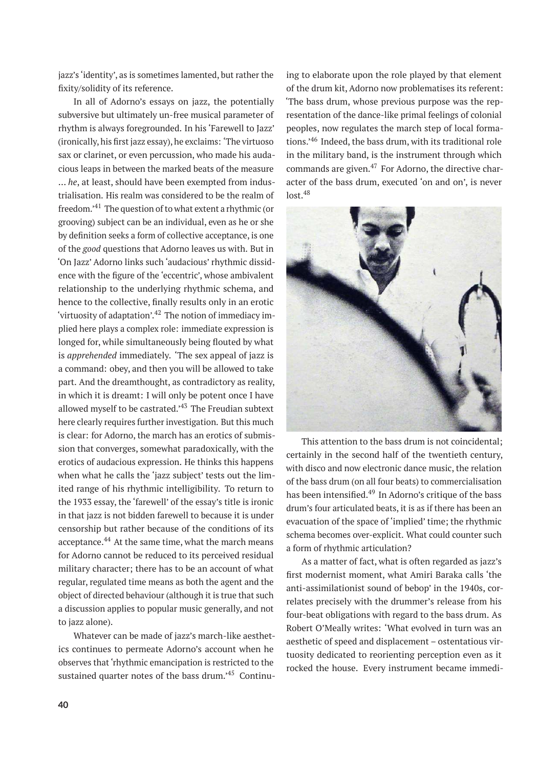jazz's 'identity', as is sometimes lamented, but rather the fixity/solidity of its reference.

In all of Adorno's essays on jazz, the potentially subversive but ultimately un-free musical parameter of rhythm is always foregrounded. In his 'Farewell to Jazz' (ironically, his first jazz essay), he exclaims: 'The virtuoso sax or clarinet, or even percussion, who made his audacious leaps in between the marked beats of the measure … *he*, at least, should have been exempted from industrialisation. His realm was considered to be the realm of freedom.'[41] The question of to what extent a rhythmic (or grooving) subject can be an individual, even as he or she by definition seeks a form of collective acceptance, is one of the *good* questions that Adorno leaves us with. But in 'On Jazz' Adorno links such 'audacious' rhythmic dissidence with the figure of the 'eccentric', whose ambivalent relationship to the underlying rhythmic schema, and hence to the collective, finally results only in an erotic 'virtuosity of adaptation'.[42] The notion of immediacy implied here plays a complex role: immediate expression is longed for, while simultaneously being flouted by what is *apprehended* immediately. 'The sex appeal of jazz is a command: obey, and then you will be allowed to take part. And the dreamthought, as contradictory as reality, in which it is dreamt: I will only be potent once I have allowed myself to be castrated.'[43] The Freudian subtext here clearly requires further investigation. But this much is clear: for Adorno, the march has an erotics of submission that converges, somewhat paradoxically, with the erotics of audacious expression. He thinks this happens when what he calls the 'jazz subject' tests out the limited range of his rhythmic intelligibility. To return to the 1933 essay, the 'farewell' of the essay's title is ironic in that jazz is not bidden farewell to because it is under censorship but rather because of the conditions of its acceptance.[44] At the same time, what the march means for Adorno cannot be reduced to its perceived residual military character; there has to be an account of what regular, regulated time means as both the agent and the object of directed behaviour (although it is true that such a discussion applies to popular music generally, and not to jazz alone).

Whatever can be made of jazz's march-like aesthetics continues to permeate Adorno's account when he observes that 'rhythmic emancipation is restricted to the sustained quarter notes of the bass drum.'[45] Continuing to elaborate upon the role played by that element of the drum kit, Adorno now problematises its referent: 'The bass drum, whose previous purpose was the representation of the dance-like primal feelings of colonial peoples, now regulates the march step of local formations.'[46] Indeed, the bass drum, with its traditional role in the military band, is the instrument through which commands are given.[47] For Adorno, the directive character of the bass drum, executed 'on and on', is never lost.[48]

This attention to the bass drum is not coincidental; certainly in the second half of the twentieth century, with disco and now electronic dance music, the relation of the bass drum (on all four beats) to commercialisation has been intensified.[49] In Adorno's critique of the bass drum's four articulated beats, it is as if there has been an evacuation of the space of 'implied' time; the rhythmic schema becomes over-explicit. What could counter such a form of rhythmic articulation?

As a matter of fact, what is often regarded as jazz's first modernist moment, what Amiri Baraka calls 'the anti-assimilationist sound of bebop' in the 1940s, correlates precisely with the drummer's release from his four-beat obligations with regard to the bass drum. As Robert O'Meally writes: 'What evolved in turn was an aesthetic of speed and displacement – ostentatious virtuosity dedicated to reorienting perception even as it rocked the house. Every instrument became immedi-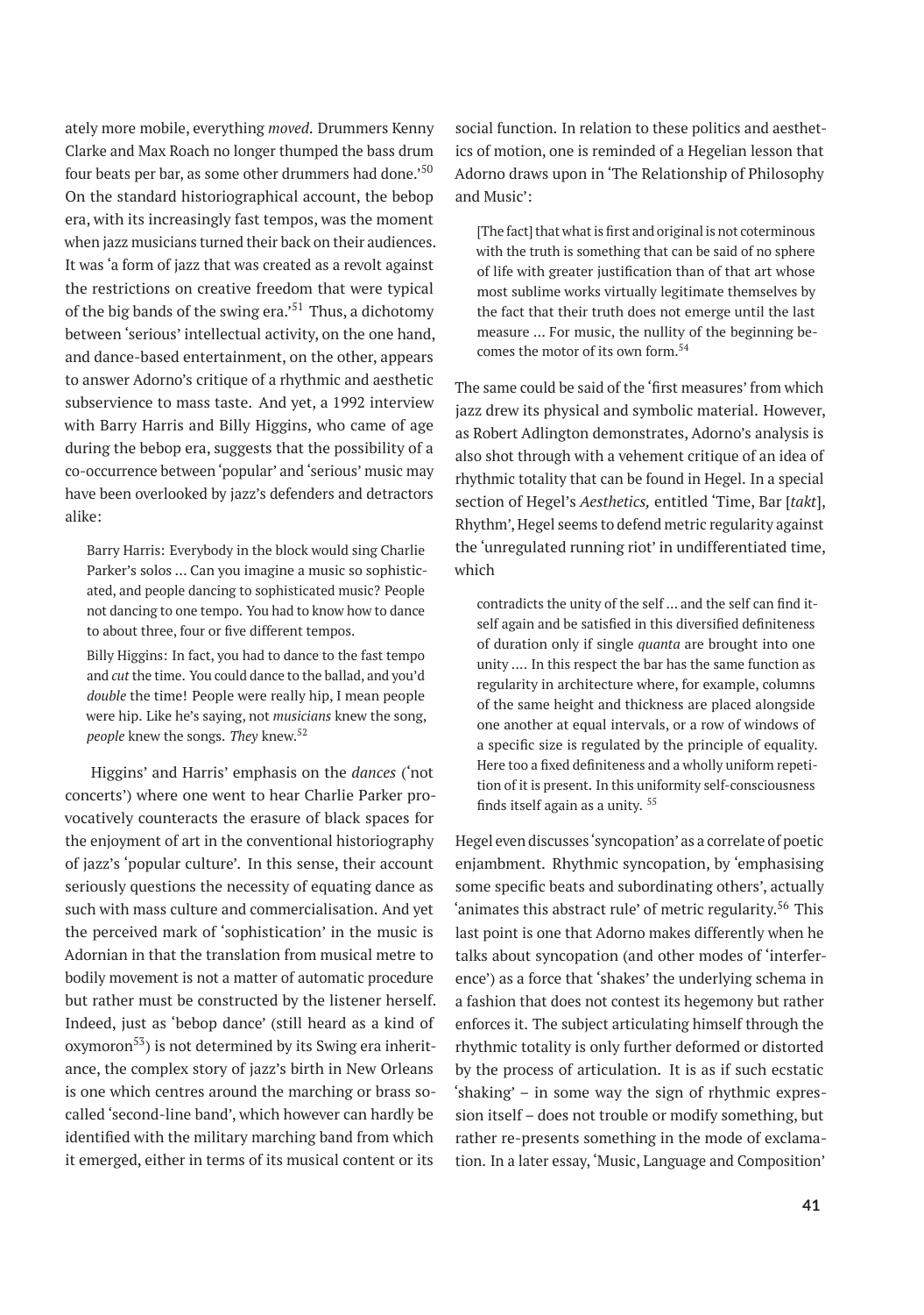ately more mobile, everything *moved*. Drummers Kenny Clarke and Max Roach no longer thumped the bass drum four beats per bar, as some other drummers had done.'[50] On the standard historiographical account, the bebop era, with its increasingly fast tempos, was the moment when jazz musicians turned their back on their audiences. It was 'a form of jazz that was created as a revolt against the restrictions on creative freedom that were typical of the big bands of the swing era.'[51] Thus, a dichotomy between 'serious' intellectual activity, on the one hand, and dance-based entertainment, on the other, appears to answer Adorno's critique of a rhythmic and aesthetic subservience to mass taste. And yet, a 1992 interview with Barry Harris and Billy Higgins, who came of age during the bebop era, suggests that the possibility of a co-occurrence between 'popular' and 'serious' music may have been overlooked by jazz's defenders and detractors alike:

> Barry Harris: Everybody in the block would sing Charlie Parker's solos … Can you imagine a music so sophisticated, and people dancing to sophisticated music? People not dancing to one tempo. You had to know how to dance to about three, four or five different tempos.
>
> Billy Higgins: In fact, you had to dance to the fast tempo and *cut* the time. You could dance to the ballad, and you'd *double* the time! People were really hip, I mean people were hip. Like he's saying, not *musicians* knew the song, *people* knew the songs. *They* knew.[52]

Higgins' and Harris' emphasis on the *dances* ('not concerts') where one went to hear Charlie Parker provocatively counteracts the erasure of black spaces for the enjoyment of art in the conventional historiography of jazz's 'popular culture'. In this sense, their account seriously questions the necessity of equating dance as such with mass culture and commercialisation. And yet the perceived mark of 'sophistication' in the music is Adornian in that the translation from musical metre to bodily movement is not a matter of automatic procedure but rather must be constructed by the listener herself. Indeed, just as 'bebop dance' (still heard as a kind of oxymoron[53]) is not determined by its Swing era inheritance, the complex story of jazz's birth in New Orleans is one which centres around the marching or brass so-called 'second-line band', which however can hardly be identified with the military marching band from which it emerged, either in terms of its musical content or its social function. In relation to these politics and aesthetics of motion, one is reminded of a Hegelian lesson that Adorno draws upon in 'The Relationship of Philosophy and Music':

> [The fact] that what is first and original is not coterminous with the truth is something that can be said of no sphere of life with greater justification than of that art whose most sublime works virtually legitimate themselves by the fact that their truth does not emerge until the last measure … For music, the nullity of the beginning becomes the motor of its own form.[54]

The same could be said of the 'first measures' from which jazz drew its physical and symbolic material. However, as Robert Adlington demonstrates, Adorno's analysis is also shot through with a vehement critique of an idea of rhythmic totality that can be found in Hegel. In a special section of Hegel's *Aesthetics,* entitled 'Time, Bar [*takt*], Rhythm', Hegel seems to defend metric regularity against the 'unregulated running riot' in undifferentiated time, which

> contradicts the unity of the self … and the self can find itself again and be satisfied in this diversified definiteness of duration only if single *quanta* are brought into one unity …. In this respect the bar has the same function as regularity in architecture where, for example, columns of the same height and thickness are placed alongside one another at equal intervals, or a row of windows of a specific size is regulated by the principle of equality. Here too a fixed definiteness and a wholly uniform repetition of it is present. In this uniformity self-consciousness finds itself again as a unity.[55]

Hegel even discusses 'syncopation' as a correlate of poetic enjambment. Rhythmic syncopation, by 'emphasising some specific beats and subordinating others', actually 'animates this abstract rule' of metric regularity.[56] This last point is one that Adorno makes differently when he talks about syncopation (and other modes of 'interference') as a force that 'shakes' the underlying schema in a fashion that does not contest its hegemony but rather enforces it. The subject articulating himself through the rhythmic totality is only further deformed or distorted by the process of articulation. It is as if such ecstatic 'shaking' – in some way the sign of rhythmic expression itself – does not trouble or modify something, but rather re-presents something in the mode of exclamation. In a later essay, 'Music, Language and Composition'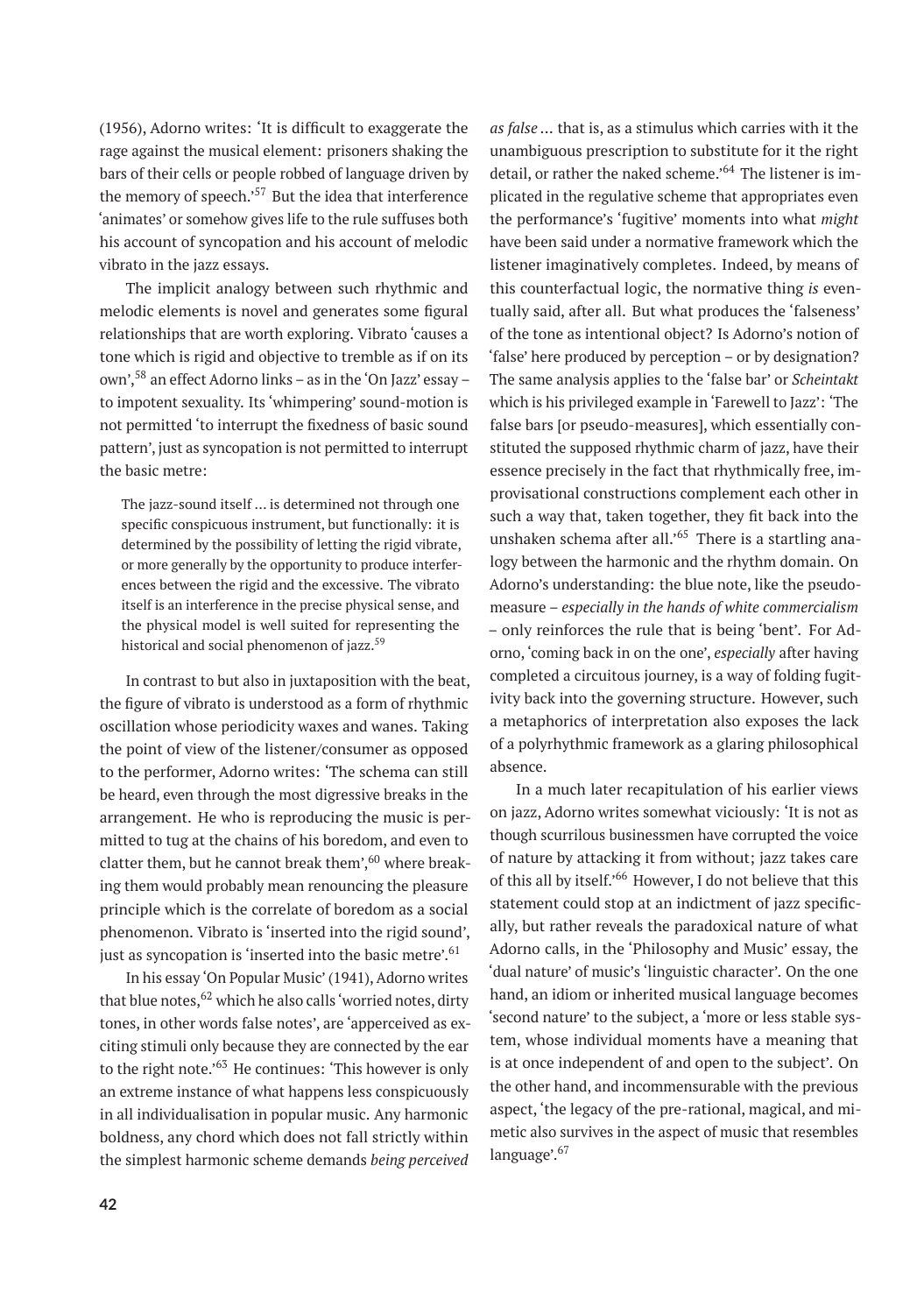(1956), Adorno writes: 'It is difficult to exaggerate the rage against the musical element: prisoners shaking the bars of their cells or people robbed of language driven by the memory of speech.'[57] But the idea that interference 'animates' or somehow gives life to the rule suffuses both his account of syncopation and his account of melodic vibrato in the jazz essays.

The implicit analogy between such rhythmic and melodic elements is novel and generates some figural relationships that are worth exploring. Vibrato 'causes a tone which is rigid and objective to tremble as if on its own',[58] an effect Adorno links – as in the 'On Jazz' essay – to impotent sexuality. Its 'whimpering' sound-motion is not permitted 'to interrupt the fixedness of basic sound pattern', just as syncopation is not permitted to interrupt the basic metre:

> The jazz-sound itself ... is determined not through one specific conspicuous instrument, but functionally: it is determined by the possibility of letting the rigid vibrate, or more generally by the opportunity to produce interferences between the rigid and the excessive. The vibrato itself is an interference in the precise physical sense, and the physical model is well suited for representing the historical and social phenomenon of jazz.[59]

In contrast to but also in juxtaposition with the beat, the figure of vibrato is understood as a form of rhythmic oscillation whose periodicity waxes and wanes. Taking the point of view of the listener/consumer as opposed to the performer, Adorno writes: 'The schema can still be heard, even through the most digressive breaks in the arrangement. He who is reproducing the music is permitted to tug at the chains of his boredom, and even to clatter them, but he cannot break them',[60] where breaking them would probably mean renouncing the pleasure principle which is the correlate of boredom as a social phenomenon. Vibrato is 'inserted into the rigid sound', just as syncopation is 'inserted into the basic metre'.[61]

In his essay 'On Popular Music' (1941), Adorno writes that blue notes,[62] which he also calls 'worried notes, dirty tones, in other words false notes', are 'apperceived as exciting stimuli only because they are connected by the ear to the right note.'[63] He continues: 'This however is only an extreme instance of what happens less conspicuously in all individualisation in popular music. Any harmonic boldness, any chord which does not fall strictly within the simplest harmonic scheme demands *being perceived as false* ... that is, as a stimulus which carries with it the unambiguous prescription to substitute for it the right detail, or rather the naked scheme.'[64] The listener is implicated in the regulative scheme that appropriates even the performance's 'fugitive' moments into what *might* have been said under a normative framework which the listener imaginatively completes. Indeed, by means of this counterfactual logic, the normative thing *is* eventually said, after all. But what produces the 'falseness' of the tone as intentional object? Is Adorno's notion of 'false' here produced by perception – or by designation? The same analysis applies to the 'false bar' or *Scheintakt* which is his privileged example in 'Farewell to Jazz': 'The false bars [or pseudo-measures], which essentially constituted the supposed rhythmic charm of jazz, have their essence precisely in the fact that rhythmically free, improvisational constructions complement each other in such a way that, taken together, they fit back into the unshaken schema after all.'[65] There is a startling analogy between the harmonic and the rhythm domain. On Adorno's understanding: the blue note, like the pseudo-measure – *especially in the hands of white commercialism* – only reinforces the rule that is being 'bent'. For Adorno, 'coming back in on the one', *especially* after having completed a circuitous journey, is a way of folding fugitivity back into the governing structure. However, such a metaphorics of interpretation also exposes the lack of a polyrhythmic framework as a glaring philosophical absence.

In a much later recapitulation of his earlier views on jazz, Adorno writes somewhat viciously: 'It is not as though scurrilous businessmen have corrupted the voice of nature by attacking it from without; jazz takes care of this all by itself.'[66] However, I do not believe that this statement could stop at an indictment of jazz specifically, but rather reveals the paradoxical nature of what Adorno calls, in the 'Philosophy and Music' essay, the 'dual nature' of music's 'linguistic character'. On the one hand, an idiom or inherited musical language becomes 'second nature' to the subject, a 'more or less stable system, whose individual moments have a meaning that is at once independent of and open to the subject'. On the other hand, and incommensurable with the previous aspect, 'the legacy of the pre-rational, magical, and mimetic also survives in the aspect of music that resembles language'.[67]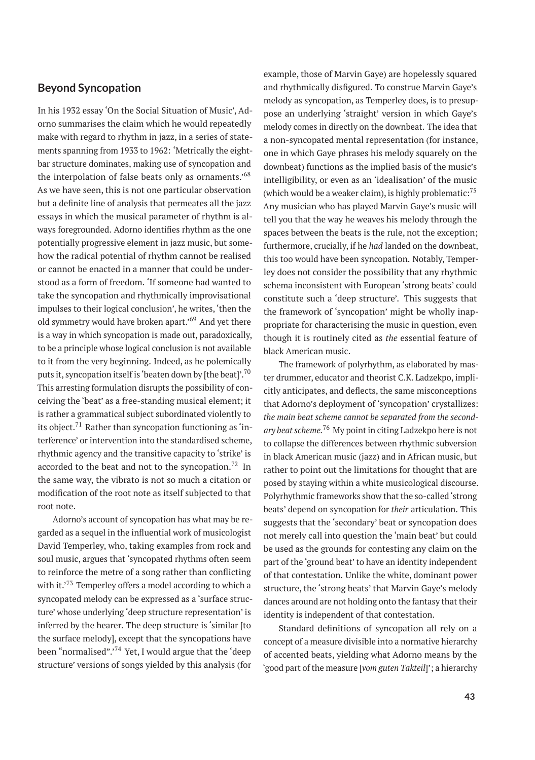## Beyond Syncopation

In his 1932 essay 'On the Social Situation of Music', Adorno summarises the claim which he would repeatedly make with regard to rhythm in jazz, in a series of statements spanning from 1933 to 1962: 'Metrically the eight-bar structure dominates, making use of syncopation and the interpolation of false beats only as ornaments.'[68] As we have seen, this is not one particular observation but a definite line of analysis that permeates all the jazz essays in which the musical parameter of rhythm is always foregrounded. Adorno identifies rhythm as the one potentially progressive element in jazz music, but somehow the radical potential of rhythm cannot be realised or cannot be enacted in a manner that could be understood as a form of freedom. 'If someone had wanted to take the syncopation and rhythmically improvisational impulses to their logical conclusion', he writes, 'then the old symmetry would have broken apart.'[69] And yet there is a way in which syncopation is made out, paradoxically, to be a principle whose logical conclusion is not available to it from the very beginning. Indeed, as he polemically puts it, syncopation itself is 'beaten down by [the beat]'.[70] This arresting formulation disrupts the possibility of conceiving the 'beat' as a free-standing musical element; it is rather a grammatical subject subordinated violently to its object.[71] Rather than syncopation functioning as 'interference' or intervention into the standardised scheme, rhythmic agency and the transitive capacity to 'strike' is accorded to the beat and not to the syncopation.[72] In the same way, the vibrato is not so much a citation or modification of the root note as itself subjected to that root note.

Adorno's account of syncopation has what may be regarded as a sequel in the influential work of musicologist David Temperley, who, taking examples from rock and soul music, argues that 'syncopated rhythms often seem to reinforce the metre of a song rather than conflicting with it.'[73] Temperley offers a model according to which a syncopated melody can be expressed as a 'surface structure' whose underlying 'deep structure representation' is inferred by the hearer. The deep structure is 'similar [to the surface melody], except that the syncopations have been "normalised".'[74] Yet, I would argue that the 'deep structure' versions of songs yielded by this analysis (for example, those of Marvin Gaye) are hopelessly squared and rhythmically disfigured. To construe Marvin Gaye's melody as syncopation, as Temperley does, is to presuppose an underlying 'straight' version in which Gaye's melody comes in directly on the downbeat. The idea that a non-syncopated mental representation (for instance, one in which Gaye phrases his melody squarely on the downbeat) functions as the implied basis of the music's intelligibility, or even as an 'idealisation' of the music (which would be a weaker claim), is highly problematic:[75] Any musician who has played Marvin Gaye's music will tell you that the way he weaves his melody through the spaces between the beats is the rule, not the exception; furthermore, crucially, if he *had* landed on the downbeat, this too would have been syncopation. Notably, Temperley does not consider the possibility that any rhythmic schema inconsistent with European 'strong beats' could constitute such a 'deep structure'. This suggests that the framework of 'syncopation' might be wholly inappropriate for characterising the music in question, even though it is routinely cited as *the* essential feature of black American music.

The framework of polyrhythm, as elaborated by master drummer, educator and theorist C.K. Ladzekpo, implicitly anticipates, and deflects, the same misconceptions that Adorno's deployment of 'syncopation' crystallizes: *the main beat scheme cannot be separated from the secondary beat scheme.*[76] My point in citing Ladzekpo here is not to collapse the differences between rhythmic subversion in black American music (jazz) and in African music, but rather to point out the limitations for thought that are posed by staying within a white musicological discourse. Polyrhythmic frameworks show that the so-called 'strong beats' depend on syncopation for *their* articulation. This suggests that the 'secondary' beat or syncopation does not merely call into question the 'main beat' but could be used as the grounds for contesting any claim on the part of the 'ground beat' to have an identity independent of that contestation. Unlike the white, dominant power structure, the 'strong beats' that Marvin Gaye's melody dances around are not holding onto the fantasy that their identity is independent of that contestation.

Standard definitions of syncopation all rely on a concept of a measure divisible into a normative hierarchy of accented beats, yielding what Adorno means by the 'good part of the measure [*vom guten Taktteil*]'; a hierarchy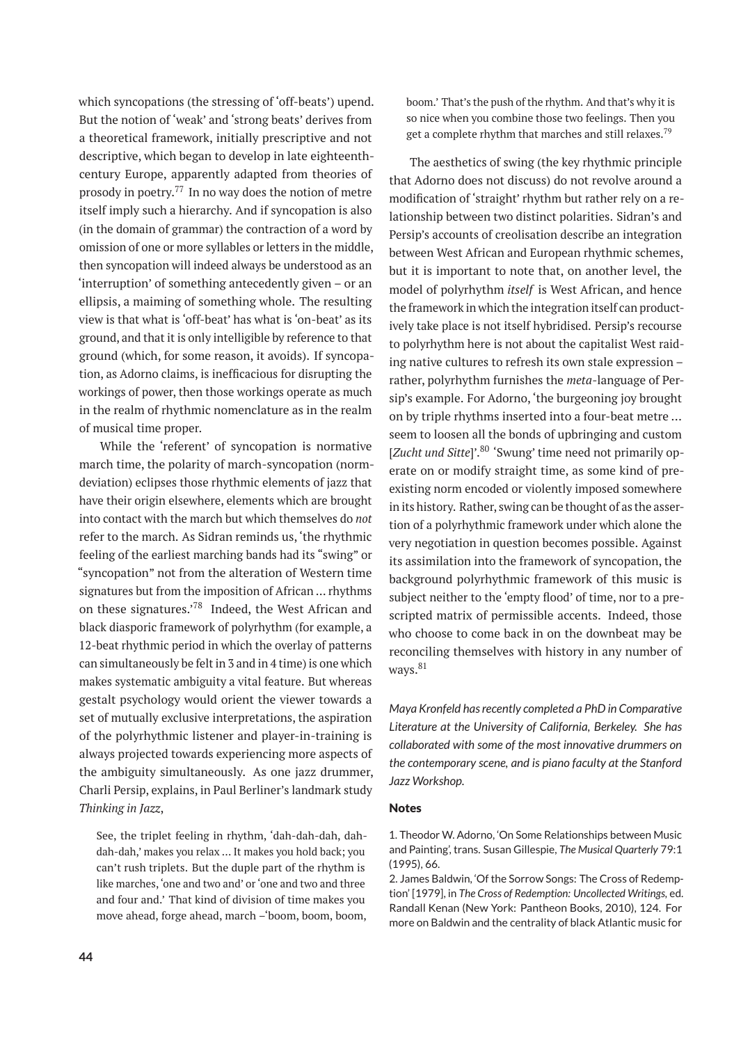which syncopations (the stressing of 'off-beats') upend. But the notion of 'weak' and 'strong beats' derives from a theoretical framework, initially prescriptive and not descriptive, which began to develop in late eighteenth-century Europe, apparently adapted from theories of prosody in poetry.[77] In no way does the notion of metre itself imply such a hierarchy. And if syncopation is also (in the domain of grammar) the contraction of a word by omission of one or more syllables or letters in the middle, then syncopation will indeed always be understood as an 'interruption' of something antecedently given – or an ellipsis, a maiming of something whole. The resulting view is that what is 'off-beat' has what is 'on-beat' as its ground, and that it is only intelligible by reference to that ground (which, for some reason, it avoids). If syncopation, as Adorno claims, is inefficacious for disrupting the workings of power, then those workings operate as much in the realm of rhythmic nomenclature as in the realm of musical time proper.

While the 'referent' of syncopation is normative march time, the polarity of march-syncopation (norm-deviation) eclipses those rhythmic elements of jazz that have their origin elsewhere, elements which are brought into contact with the march but which themselves do *not* refer to the march. As Sidran reminds us, 'the rhythmic feeling of the earliest marching bands had its "swing" or "syncopation" not from the alteration of Western time signatures but from the imposition of African … rhythms on these signatures.'[78] Indeed, the West African and black diasporic framework of polyrhythm (for example, a 12-beat rhythmic period in which the overlay of patterns can simultaneously be felt in 3 and in 4 time) is one which makes systematic ambiguity a vital feature. But whereas gestalt psychology would orient the viewer towards a set of mutually exclusive interpretations, the aspiration of the polyrhythmic listener and player-in-training is always projected towards experiencing more aspects of the ambiguity simultaneously. As one jazz drummer, Charli Persip, explains, in Paul Berliner's landmark study *Thinking in Jazz*,

> See, the triplet feeling in rhythm, 'dah-dah-dah, dah-dah-dah,' makes you relax … It makes you hold back; you can't rush triplets. But the duple part of the rhythm is like marches, 'one and two and' or 'one and two and three and four and.' That kind of division of time makes you move ahead, forge ahead, march –'boom, boom, boom, boom.' That's the push of the rhythm. And that's why it is so nice when you combine those two feelings. Then you get a complete rhythm that marches and still relaxes.[79]

The aesthetics of swing (the key rhythmic principle that Adorno does not discuss) do not revolve around a modification of 'straight' rhythm but rather rely on a relationship between two distinct polarities. Sidran's and Persip's accounts of creolisation describe an integration between West African and European rhythmic schemes, but it is important to note that, on another level, the model of polyrhythm *itself* is West African, and hence the framework in which the integration itself can productively take place is not itself hybridised. Persip's recourse to polyrhythm here is not about the capitalist West raiding native cultures to refresh its own stale expression – rather, polyrhythm furnishes the *meta*-language of Persip's example. For Adorno, 'the burgeoning joy brought on by triple rhythms inserted into a four-beat metre … seem to loosen all the bonds of upbringing and custom [*Zucht und Sitte*]'.[80] 'Swung' time need not primarily operate on or modify straight time, as some kind of pre-existing norm encoded or violently imposed somewhere in its history. Rather, swing can be thought of as the assertion of a polyrhythmic framework under which alone the very negotiation in question becomes possible. Against its assimilation into the framework of syncopation, the background polyrhythmic framework of this music is subject neither to the 'empty flood' of time, nor to a prescripted matrix of permissible accents. Indeed, those who choose to come back in on the downbeat may be reconciling themselves with history in any number of ways.[81]

*Maya Kronfeld has recently completed a PhD in Comparative Literature at the University of California, Berkeley. She has collaborated with some of the most innovative drummers on the contemporary scene, and is piano faculty at the Stanford Jazz Workshop.*

## Notes

1. Theodor W. Adorno, 'On Some Relationships between Music and Painting', trans. Susan Gillespie, *The Musical Quarterly* 79:1 (1995), 66.

2. James Baldwin, 'Of the Sorrow Songs: The Cross of Redemption' [1979], in *The Cross of Redemption: Uncollected Writings*, ed. Randall Kenan (New York: Pantheon Books, 2010), 124. For more on Baldwin and the centrality of black Atlantic music for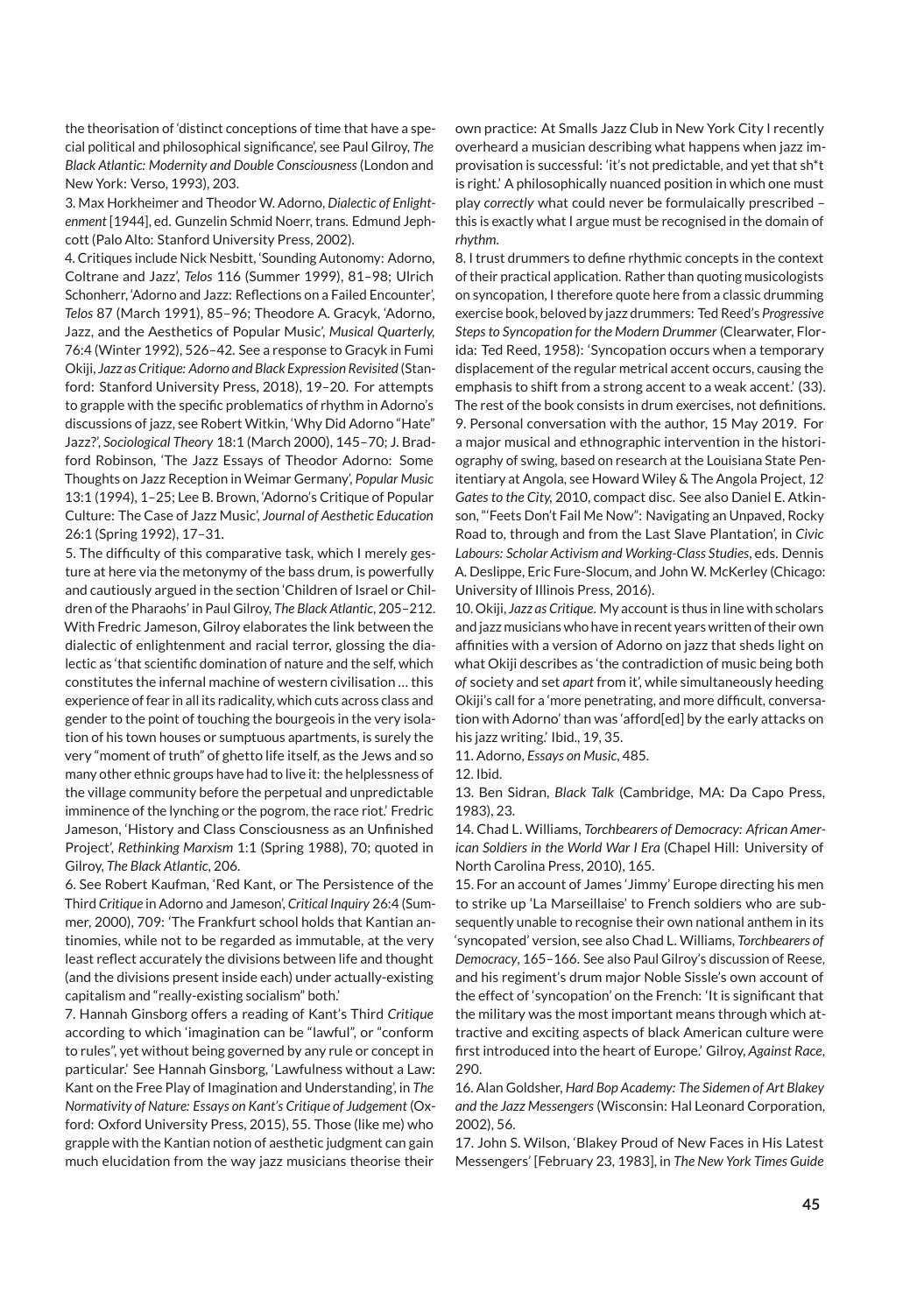the theorisation of 'distinct conceptions of time that have a special political and philosophical significance', see Paul Gilroy, *The Black Atlantic: Modernity and Double Consciousness* (London and New York: Verso, 1993), 203.

3. Max Horkheimer and Theodor W. Adorno, *Dialectic of Enlightenment* [1944], ed. Gunzelin Schmid Noerr, trans. Edmund Jephcott (Palo Alto: Stanford University Press, 2002).

4. Critiques include Nick Nesbitt, 'Sounding Autonomy: Adorno, Coltrane and Jazz', *Telos* 116 (Summer 1999), 81–98; Ulrich Schonherr, 'Adorno and Jazz: Reflections on a Failed Encounter', *Telos* 87 (March 1991), 85–96; Theodore A. Gracyk, 'Adorno, Jazz, and the Aesthetics of Popular Music', *Musical Quarterly*, 76:4 (Winter 1992), 526–42. See a response to Gracyk in Fumi Okiji, *Jazz as Critique: Adorno and Black Expression Revisited* (Stanford: Stanford University Press, 2018), 19–20. For attempts to grapple with the specific problematics of rhythm in Adorno's discussions of jazz, see Robert Witkin, 'Why Did Adorno "Hate" Jazz?', *Sociological Theory* 18:1 (March 2000), 145–70; J. Bradford Robinson, 'The Jazz Essays of Theodor Adorno: Some Thoughts on Jazz Reception in Weimar Germany', *Popular Music* 13:1 (1994), 1–25; Lee B. Brown, 'Adorno's Critique of Popular Culture: The Case of Jazz Music', *Journal of Aesthetic Education* 26:1 (Spring 1992), 17–31.

5. The difficulty of this comparative task, which I merely gesture at here via the metonymy of the bass drum, is powerfully and cautiously argued in the section 'Children of Israel or Children of the Pharaohs' in Paul Gilroy, *The Black Atlantic*, 205–212. With Fredric Jameson, Gilroy elaborates the link between the dialectic of enlightenment and racial terror, glossing the dialectic as 'that scientific domination of nature and the self, which constitutes the infernal machine of western civilisation … this experience of fear in all its radicality, which cuts across class and gender to the point of touching the bourgeois in the very isolation of his town houses or sumptuous apartments, is surely the very "moment of truth" of ghetto life itself, as the Jews and so many other ethnic groups have had to live it: the helplessness of the village community before the perpetual and unpredictable imminence of the lynching or the pogrom, the race riot.' Fredric Jameson, 'History and Class Consciousness as an Unfinished Project', *Rethinking Marxism* 1:1 (Spring 1988), 70; quoted in Gilroy, *The Black Atlantic*, 206.

6. See Robert Kaufman, 'Red Kant, or The Persistence of the Third *Critique* in Adorno and Jameson', *Critical Inquiry* 26:4 (Summer, 2000), 709: 'The Frankfurt school holds that Kantian antinomies, while not to be regarded as immutable, at the very least reflect accurately the divisions between life and thought (and the divisions present inside each) under actually-existing capitalism and "really-existing socialism" both.'

7. Hannah Ginsborg offers a reading of Kant's Third *Critique* according to which 'imagination can be "lawful", or "conform to rules", yet without being governed by any rule or concept in particular.' See Hannah Ginsborg, 'Lawfulness without a Law: Kant on the Free Play of Imagination and Understanding', in *The Normativity of Nature: Essays on Kant's Critique of Judgement* (Oxford: Oxford University Press, 2015), 55. Those (like me) who grapple with the Kantian notion of aesthetic judgment can gain much elucidation from the way jazz musicians theorise their own practice: At Smalls Jazz Club in New York City I recently overheard a musician describing what happens when jazz improvisation is successful: 'it's not predictable, and yet that sh*t is right.' A philosophically nuanced position in which one must play *correctly* what could never be formulaically prescribed – this is exactly what I argue must be recognised in the domain of *rhythm*.

8. I trust drummers to define rhythmic concepts in the context of their practical application. Rather than quoting musicologists on syncopation, I therefore quote here from a classic drumming exercise book, beloved by jazz drummers: Ted Reed's *Progressive Steps to Syncopation for the Modern Drummer* (Clearwater, Florida: Ted Reed, 1958): 'Syncopation occurs when a temporary displacement of the regular metrical accent occurs, causing the emphasis to shift from a strong accent to a weak accent.' (33). The rest of the book consists in drum exercises, not definitions.

9. Personal conversation with the author, 15 May 2019. For a major musical and ethnographic intervention in the historiography of swing, based on research at the Louisiana State Penitentiary at Angola, see Howard Wiley & The Angola Project, *12 Gates to the City*, 2010, compact disc. See also Daniel E. Atkinson, "'Feets Don't Fail Me Now": Navigating an Unpaved, Rocky Road to, through and from the Last Slave Plantation', in *Civic Labours: Scholar Activism and Working-Class Studies*, eds. Dennis A. Deslippe, Eric Fure-Slocum, and John W. McKerley (Chicago: University of Illinois Press, 2016).

10. Okiji, *Jazz as Critique*. My account is thus in line with scholars and jazz musicians who have in recent years written of their own affinities with a version of Adorno on jazz that sheds light on what Okiji describes as 'the contradiction of music being both *of* society and set *apart* from it', while simultaneously heeding Okiji's call for a 'more penetrating, and more difficult, conversation with Adorno' than was 'afford[ed] by the early attacks on his jazz writing.' Ibid., 19, 35.

11. Adorno, *Essays on Music*, 485.

12. Ibid.

13. Ben Sidran, *Black Talk* (Cambridge, MA: Da Capo Press, 1983), 23.

14. Chad L. Williams, *Torchbearers of Democracy: African American Soldiers in the World War I Era* (Chapel Hill: University of North Carolina Press, 2010), 165.

15. For an account of James 'Jimmy' Europe directing his men to strike up 'La Marseillaise' to French soldiers who are subsequently unable to recognise their own national anthem in its 'syncopated' version, see also Chad L. Williams, *Torchbearers of Democracy*, 165–166. See also Paul Gilroy's discussion of Reese, and his regiment's drum major Noble Sissle's own account of the effect of 'syncopation' on the French: 'It is significant that the military was the most important means through which attractive and exciting aspects of black American culture were first introduced into the heart of Europe.' Gilroy, *Against Race*, 290.

16. Alan Goldsher, *Hard Bop Academy: The Sidemen of Art Blakey and the Jazz Messengers* (Wisconsin: Hal Leonard Corporation, 2002), 56.

17. John S. Wilson, 'Blakey Proud of New Faces in His Latest Messengers' [February 23, 1983], in *The New York Times Guide*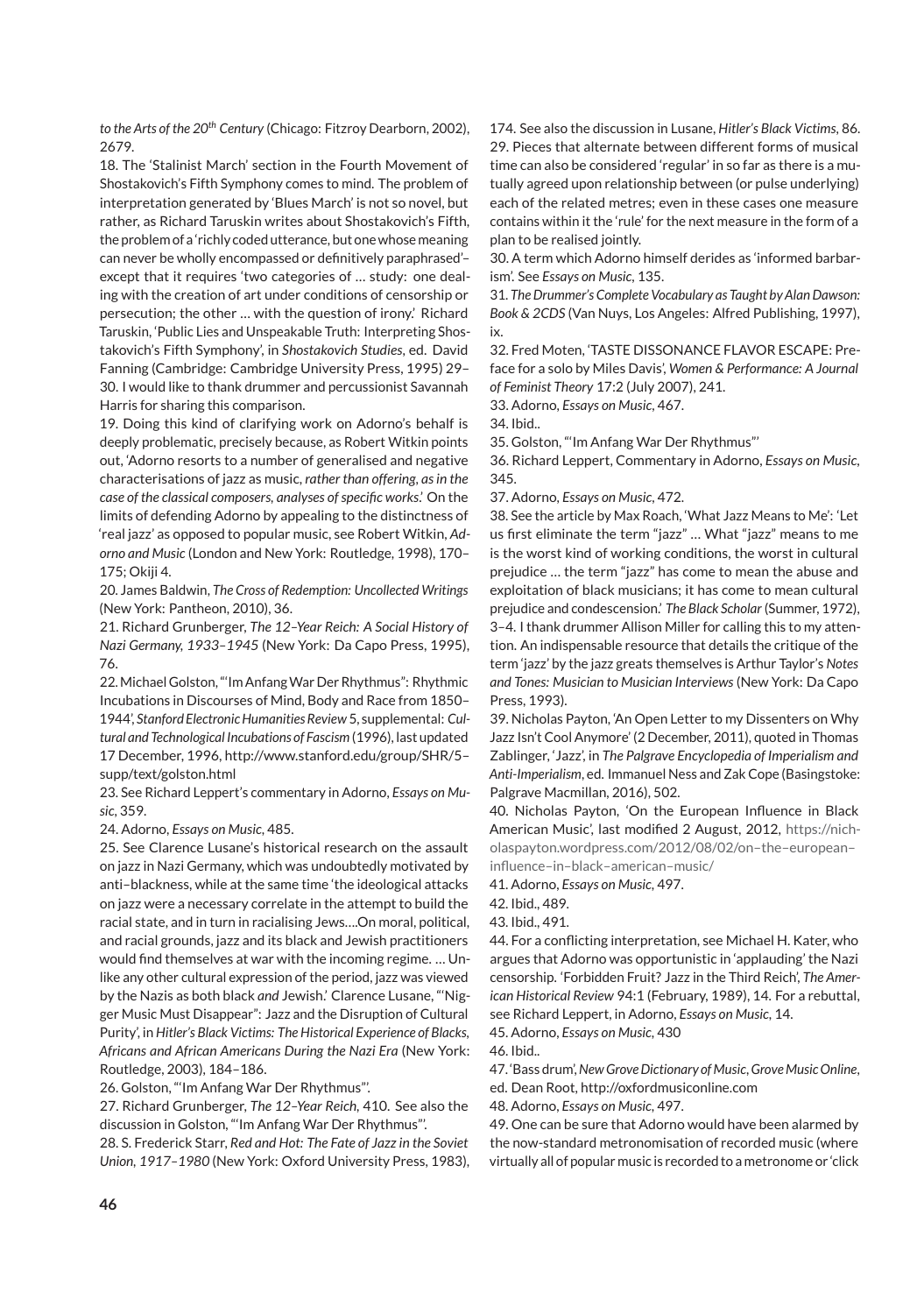*to the Arts of the 20th Century* (Chicago: Fitzroy Dearborn, 2002), 2679.

18. The 'Stalinist March' section in the Fourth Movement of Shostakovich's Fifth Symphony comes to mind. The problem of interpretation generated by 'Blues March' is not so novel, but rather, as Richard Taruskin writes about Shostakovich's Fifth, the problem of a 'richly coded utterance, but one whose meaning can never be wholly encompassed or definitively paraphrased'– except that it requires 'two categories of … study: one dealing with the creation of art under conditions of censorship or persecution; the other … with the question of irony.' Richard Taruskin, 'Public Lies and Unspeakable Truth: Interpreting Shostakovich's Fifth Symphony', in *Shostakovich Studies*, ed. David Fanning (Cambridge: Cambridge University Press, 1995) 29–30. I would like to thank drummer and percussionist Savannah Harris for sharing this comparison.

19. Doing this kind of clarifying work on Adorno's behalf is deeply problematic, precisely because, as Robert Witkin points out, 'Adorno resorts to a number of generalised and negative characterisations of jazz as music, *rather than offering, as in the case of the classical composers, analyses of specific works*.' On the limits of defending Adorno by appealing to the distinctness of 'real jazz' as opposed to popular music, see Robert Witkin, *Adorno and Music* (London and New York: Routledge, 1998), 170–175; Okiji 4.

20. James Baldwin, *The Cross of Redemption: Uncollected Writings* (New York: Pantheon, 2010), 36.

21. Richard Grunberger, *The 12–Year Reich: A Social History of Nazi Germany, 1933–1945* (New York: Da Capo Press, 1995), 76.

22. Michael Golston, "'Im Anfang War Der Rhythmus": Rhythmic Incubations in Discourses of Mind, Body and Race from 1850–1944', *Stanford Electronic Humanities Review* 5, supplemental: *Cultural and Technological Incubations of Fascism* (1996), last updated 17 December, 1996, http://www.stanford.edu/group/SHR/5–supp/text/golston.html

23. See Richard Leppert's commentary in Adorno, *Essays on Music*, 359.

24. Adorno, *Essays on Music*, 485.

25. See Clarence Lusane's historical research on the assault on jazz in Nazi Germany, which was undoubtedly motivated by anti–blackness, while at the same time 'the ideological attacks on jazz were a necessary correlate in the attempt to build the racial state, and in turn in racialising Jews….On moral, political, and racial grounds, jazz and its black and Jewish practitioners would find themselves at war with the incoming regime. … Unlike any other cultural expression of the period, jazz was viewed by the Nazis as both black *and* Jewish.' Clarence Lusane, "'Nigger Music Must Disappear": Jazz and the Disruption of Cultural Purity', in *Hitler's Black Victims: The Historical Experience of Blacks, Africans and African Americans During the Nazi Era* (New York: Routledge, 2003), 184–186.

26. Golston, "'Im Anfang War Der Rhythmus"'.

27. Richard Grunberger, *The 12–Year Reich*, 410. See also the discussion in Golston, "'Im Anfang War Der Rhythmus"'.

28. S. Frederick Starr, *Red and Hot: The Fate of Jazz in the Soviet Union, 1917–1980* (New York: Oxford University Press, 1983), 174. See also the discussion in Lusane, *Hitler's Black Victims*, 86.

29. Pieces that alternate between different forms of musical time can also be considered 'regular' in so far as there is a mutually agreed upon relationship between (or pulse underlying) each of the related metres; even in these cases one measure contains within it the 'rule' for the next measure in the form of a plan to be realised jointly.

30. A term which Adorno himself derides as 'informed barbarism'. See *Essays on Music*, 135.

31. *The Drummer's Complete Vocabulary as Taught by Alan Dawson: Book & 2CDS* (Van Nuys, Los Angeles: Alfred Publishing, 1997), ix.

32. Fred Moten, 'TASTE DISSONANCE FLAVOR ESCAPE: Preface for a solo by Miles Davis', *Women & Performance: A Journal of Feminist Theory* 17:2 (July 2007), 241.

33. Adorno, *Essays on Music*, 467.

34. Ibid..

35. Golston, "'Im Anfang War Der Rhythmus"'

36. Richard Leppert, Commentary in Adorno, *Essays on Music*, 345.

37. Adorno, *Essays on Music*, 472.

38. See the article by Max Roach, 'What Jazz Means to Me': 'Let us first eliminate the term "jazz" … What "jazz" means to me is the worst kind of working conditions, the worst in cultural prejudice … the term "jazz" has come to mean the abuse and exploitation of black musicians; it has come to mean cultural prejudice and condescension.' *The Black Scholar* (Summer, 1972), 3–4. I thank drummer Allison Miller for calling this to my attention. An indispensable resource that details the critique of the term 'jazz' by the jazz greats themselves is Arthur Taylor's *Notes and Tones: Musician to Musician Interviews* (New York: Da Capo Press, 1993).

39. Nicholas Payton, 'An Open Letter to my Dissenters on Why Jazz Isn't Cool Anymore' (2 December, 2011), quoted in Thomas Zablinger, 'Jazz', in *The Palgrave Encyclopedia of Imperialism and Anti-Imperialism*, ed. Immanuel Ness and Zak Cope (Basingstoke: Palgrave Macmillan, 2016), 502.

40. Nicholas Payton, 'On the European Influence in Black American Music', last modified 2 August, 2012, https://nicholaspayton.wordpress.com/2012/08/02/on–the–european–influence–in–black–american–music/

41. Adorno, *Essays on Music*, 497.

42. Ibid., 489.

43. Ibid., 491.

44. For a conflicting interpretation, see Michael H. Kater, who argues that Adorno was opportunistic in 'applauding' the Nazi censorship. 'Forbidden Fruit? Jazz in the Third Reich', *The American Historical Review* 94:1 (February, 1989), 14. For a rebuttal, see Richard Leppert, in Adorno, *Essays on Music*, 14.

45. Adorno, *Essays on Music*, 430

46. Ibid..

47. 'Bass drum', *New Grove Dictionary of Music*, *Grove Music Online*, ed. Dean Root, http://oxfordmusiconline.com

48. Adorno, *Essays on Music*, 497.

49. One can be sure that Adorno would have been alarmed by the now-standard metronomisation of recorded music (where virtually all of popular music is recorded to a metronome or 'click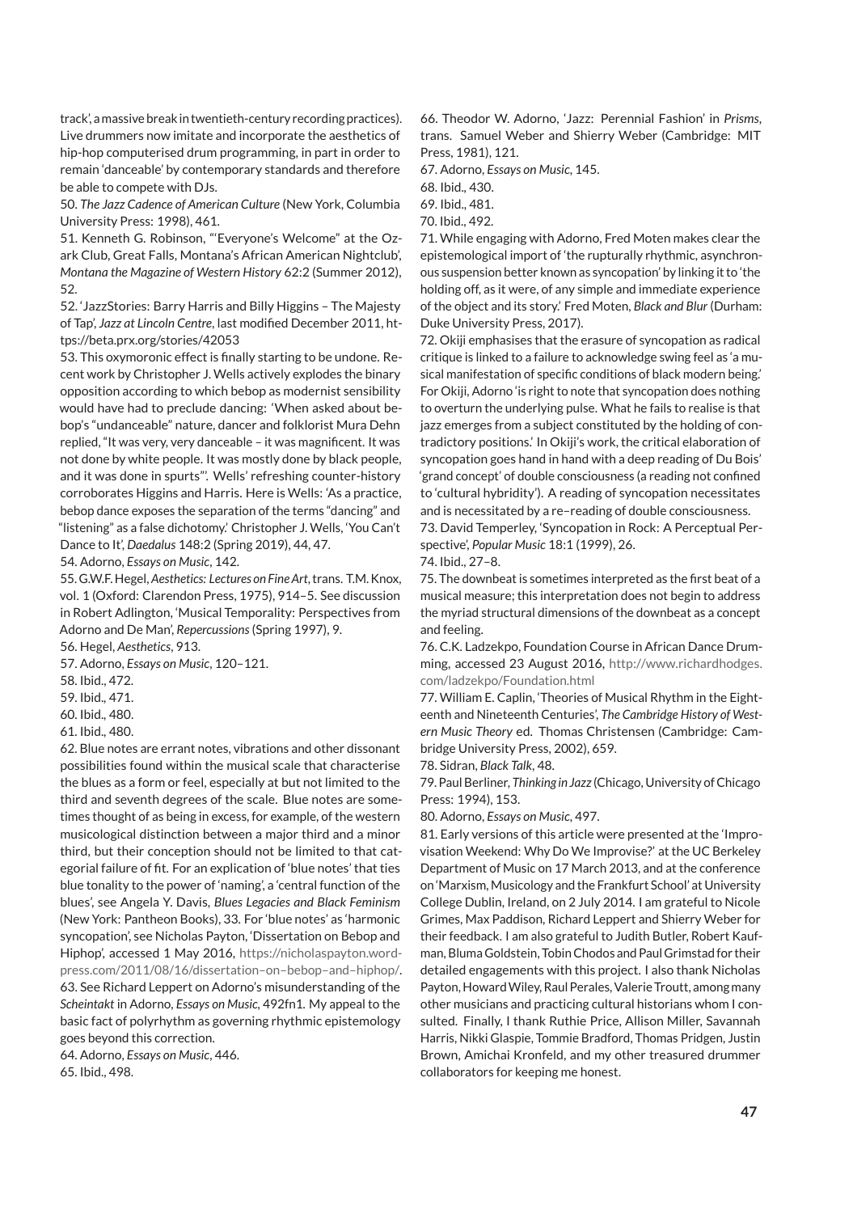track', a massive break in twentieth-century recording practices). Live drummers now imitate and incorporate the aesthetics of hip-hop computerised drum programming, in part in order to remain 'danceable' by contemporary standards and therefore be able to compete with DJs.

50. *The Jazz Cadence of American Culture* (New York, Columbia University Press: 1998), 461.

51. Kenneth G. Robinson, "'Everyone's Welcome" at the Ozark Club, Great Falls, Montana's African American Nightclub', *Montana the Magazine of Western History* 62:2 (Summer 2012), 52.

52. 'JazzStories: Barry Harris and Billy Higgins – The Majesty of Tap', *Jazz at Lincoln Centre*, last modified December 2011, https://beta.prx.org/stories/42053

53. This oxymoronic effect is finally starting to be undone. Recent work by Christopher J. Wells actively explodes the binary opposition according to which bebop as modernist sensibility would have had to preclude dancing: 'When asked about bebop's "undanceable" nature, dancer and folklorist Mura Dehn replied, "It was very, very danceable – it was magnificent. It was not done by white people. It was mostly done by black people, and it was done in spurts"'. Wells' refreshing counter-history corroborates Higgins and Harris. Here is Wells: 'As a practice, bebop dance exposes the separation of the terms "dancing" and "listening" as a false dichotomy.' Christopher J. Wells, 'You Can't Dance to It', *Daedalus* 148:2 (Spring 2019), 44, 47.

54. Adorno, *Essays on Music*, 142.

55. G.W.F. Hegel, *Aesthetics: Lectures on Fine Art*, trans. T.M. Knox, vol. 1 (Oxford: Clarendon Press, 1975), 914–5. See discussion in Robert Adlington, 'Musical Temporality: Perspectives from Adorno and De Man', *Repercussions* (Spring 1997), 9.

56. Hegel, *Aesthetics*, 913.

57. Adorno, *Essays on Music*, 120–121.

58. Ibid., 472.

59. Ibid., 471.

60. Ibid., 480.

61. Ibid., 480.

62. Blue notes are errant notes, vibrations and other dissonant possibilities found within the musical scale that characterise the blues as a form or feel, especially at but not limited to the third and seventh degrees of the scale. Blue notes are sometimes thought of as being in excess, for example, of the western musicological distinction between a major third and a minor third, but their conception should not be limited to that categorial failure of fit. For an explication of 'blue notes' that ties blue tonality to the power of 'naming', a 'central function of the blues', see Angela Y. Davis, *Blues Legacies and Black Feminism* (New York: Pantheon Books), 33. For 'blue notes' as 'harmonic syncopation', see Nicholas Payton, 'Dissertation on Bebop and Hiphop', accessed 1 May 2016, https://nicholaspayton.wordpress.com/2011/08/16/dissertation–on–bebop–and–hiphop/.

63. See Richard Leppert on Adorno's misunderstanding of the *Scheintakt* in Adorno, *Essays on Music*, 492fn1. My appeal to the basic fact of polyrhythm as governing rhythmic epistemology goes beyond this correction.

64. Adorno, *Essays on Music*, 446.

65. Ibid., 498.

66. Theodor W. Adorno, 'Jazz: Perennial Fashion' in *Prisms*, trans. Samuel Weber and Shierry Weber (Cambridge: MIT Press, 1981), 121.

67. Adorno, *Essays on Music*, 145.

68. Ibid., 430.

69. Ibid., 481.

70. Ibid., 492.

71. While engaging with Adorno, Fred Moten makes clear the epistemological import of 'the rupturally rhythmic, asynchronous suspension better known as syncopation' by linking it to 'the holding off, as it were, of any simple and immediate experience of the object and its story.' Fred Moten, *Black and Blur* (Durham: Duke University Press, 2017).

72. Okiji emphasises that the erasure of syncopation as radical critique is linked to a failure to acknowledge swing feel as 'a musical manifestation of specific conditions of black modern being.' For Okiji, Adorno 'is right to note that syncopation does nothing to overturn the underlying pulse. What he fails to realise is that jazz emerges from a subject constituted by the holding of contradictory positions.' In Okiji's work, the critical elaboration of syncopation goes hand in hand with a deep reading of Du Bois' 'grand concept' of double consciousness (a reading not confined to 'cultural hybridity'). A reading of syncopation necessitates and is necessitated by a re–reading of double consciousness.

73. David Temperley, 'Syncopation in Rock: A Perceptual Perspective', *Popular Music* 18:1 (1999), 26.

74. Ibid., 27–8.

75. The downbeat is sometimes interpreted as the first beat of a musical measure; this interpretation does not begin to address the myriad structural dimensions of the downbeat as a concept and feeling.

76. C.K. Ladzekpo, Foundation Course in African Dance Drumming, accessed 23 August 2016, http://www.richardhodges.com/ladzekpo/Foundation.html

77. William E. Caplin, 'Theories of Musical Rhythm in the Eighteenth and Nineteenth Centuries', *The Cambridge History of Western Music Theory* ed. Thomas Christensen (Cambridge: Cambridge University Press, 2002), 659.

78. Sidran, *Black Talk*, 48.

79. Paul Berliner, *Thinking in Jazz* (Chicago, University of Chicago Press: 1994), 153.

80. Adorno, *Essays on Music*, 497.

81. Early versions of this article were presented at the 'Improvisation Weekend: Why Do We Improvise?' at the UC Berkeley Department of Music on 17 March 2013, and at the conference on 'Marxism, Musicology and the Frankfurt School' at University College Dublin, Ireland, on 2 July 2014. I am grateful to Nicole Grimes, Max Paddison, Richard Leppert and Shierry Weber for their feedback. I am also grateful to Judith Butler, Robert Kaufman, Bluma Goldstein, Tobin Chodos and Paul Grimstad for their detailed engagements with this project. I also thank Nicholas Payton, Howard Wiley, Raul Perales, Valerie Troutt, among many other musicians and practicing cultural historians whom I consulted. Finally, I thank Ruthie Price, Allison Miller, Savannah Harris, Nikki Glaspie, Tommie Bradford, Thomas Pridgen, Justin Brown, Amichai Kronfeld, and my other treasured drummer collaborators for keeping me honest.